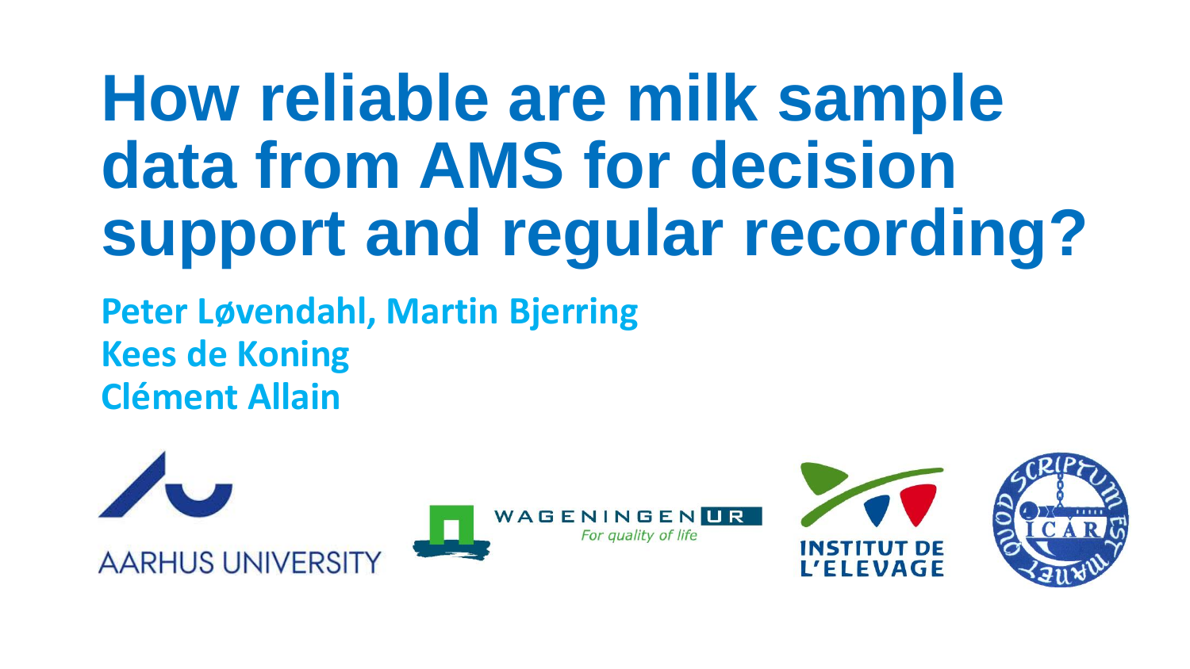# How reliable are milk sample data from AMS for decision support and regular recording?

**Peter Løvendahl, Martin Bjerring**
**Kees de Koning**
**Clément Allain**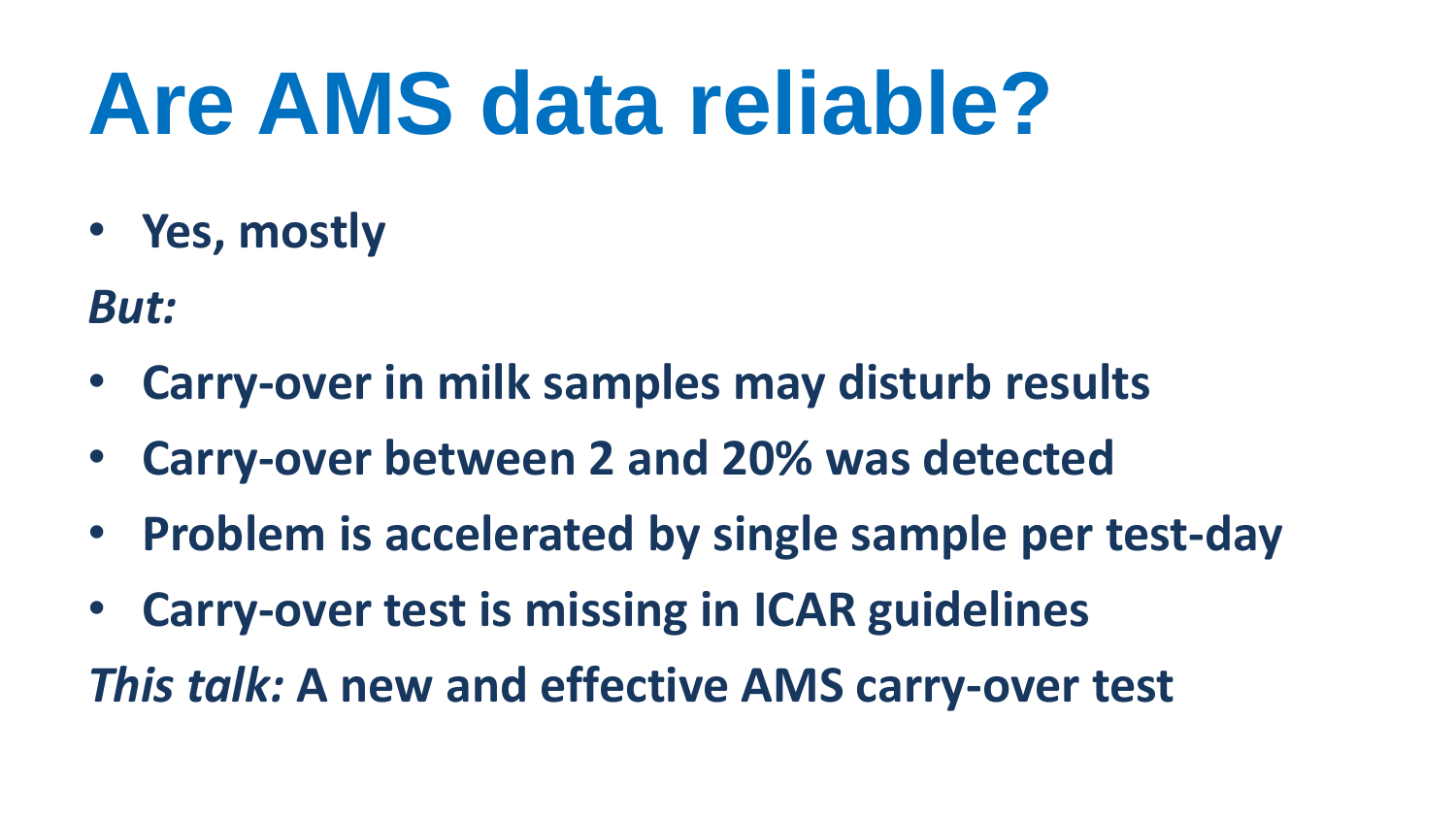# Are AMS data reliable?

- **Yes, mostly**

***But:***

- **Carry-over in milk samples may disturb results**
- **Carry-over between 2 and 20% was detected**
- **Problem is accelerated by single sample per test-day**
- **Carry-over test is missing in ICAR guidelines**

***This talk:*** **A new and effective AMS carry-over test**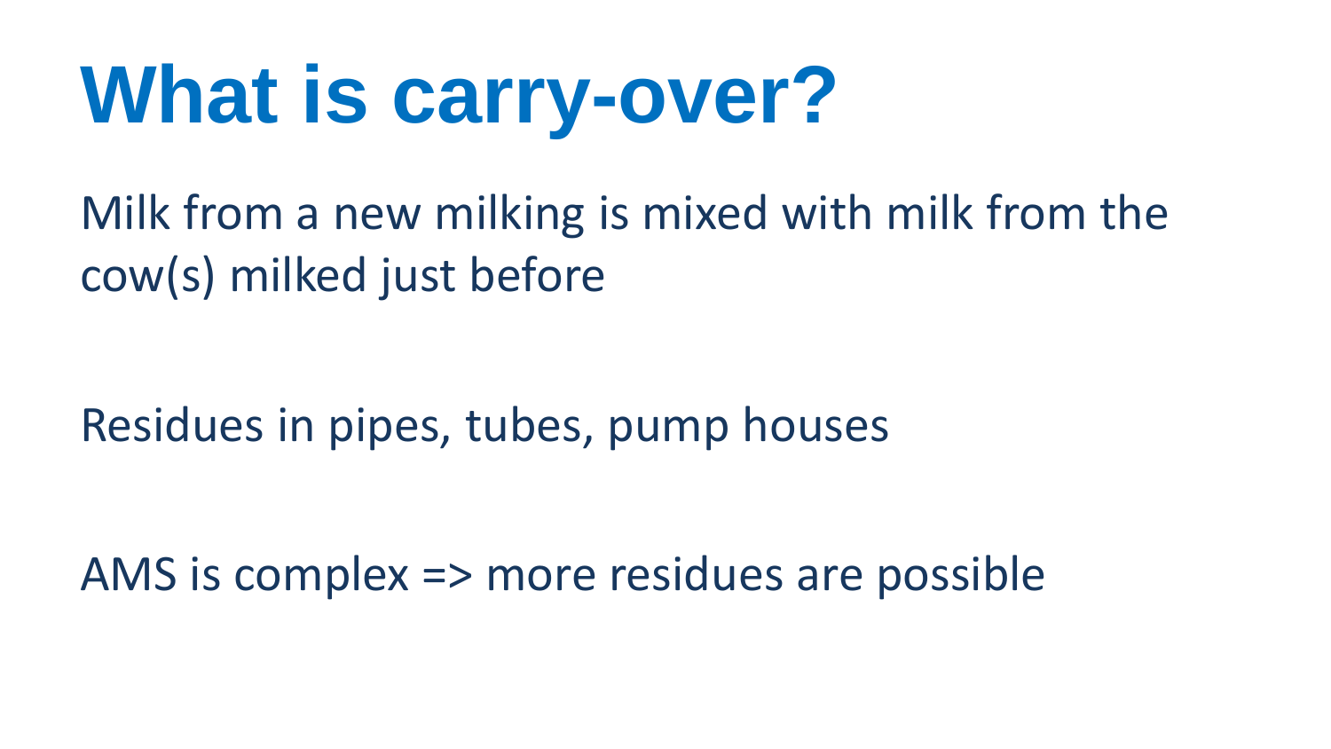# What is carry-over?

Milk from a new milking is mixed with milk from the cow(s) milked just before

Residues in pipes, tubes, pump houses

AMS is complex => more residues are possible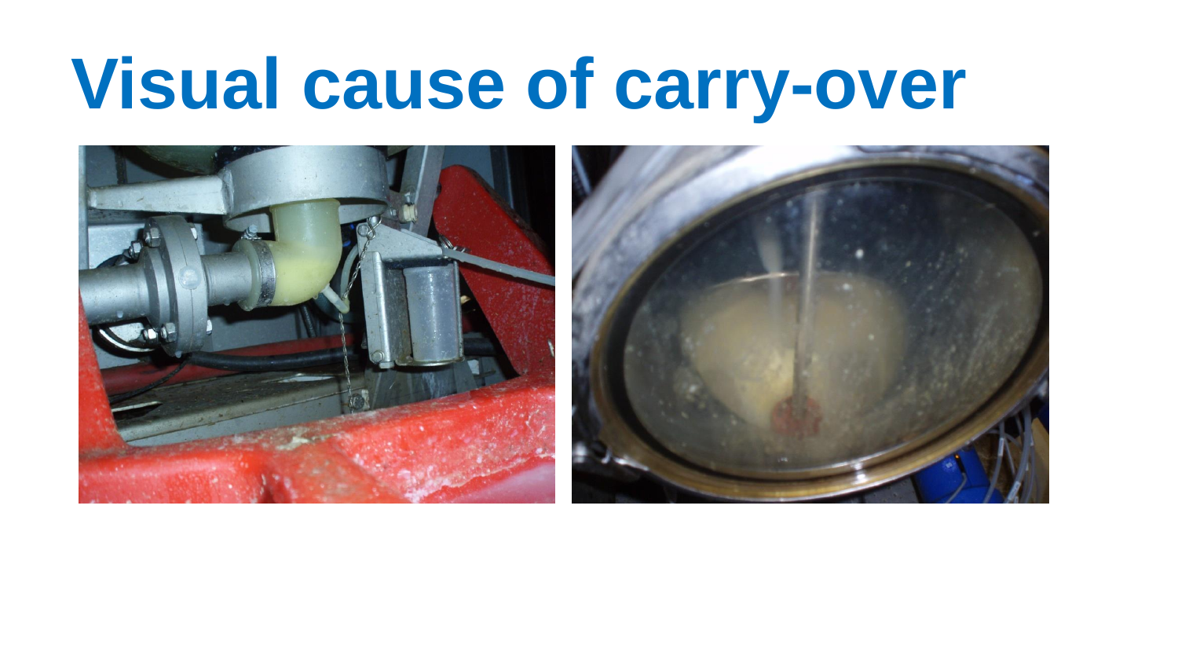# Visual cause of carry-over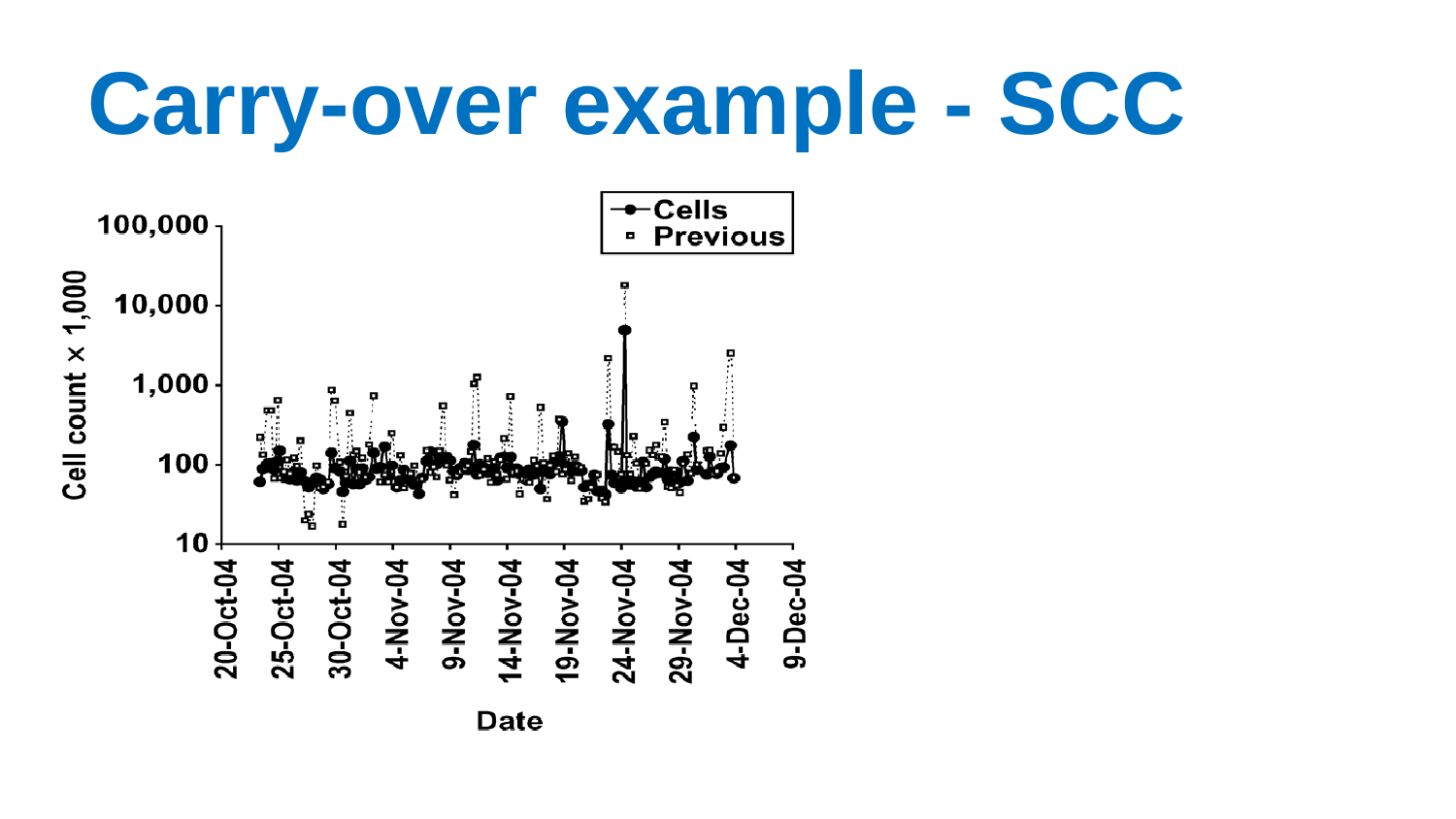# Carry-over example - SCC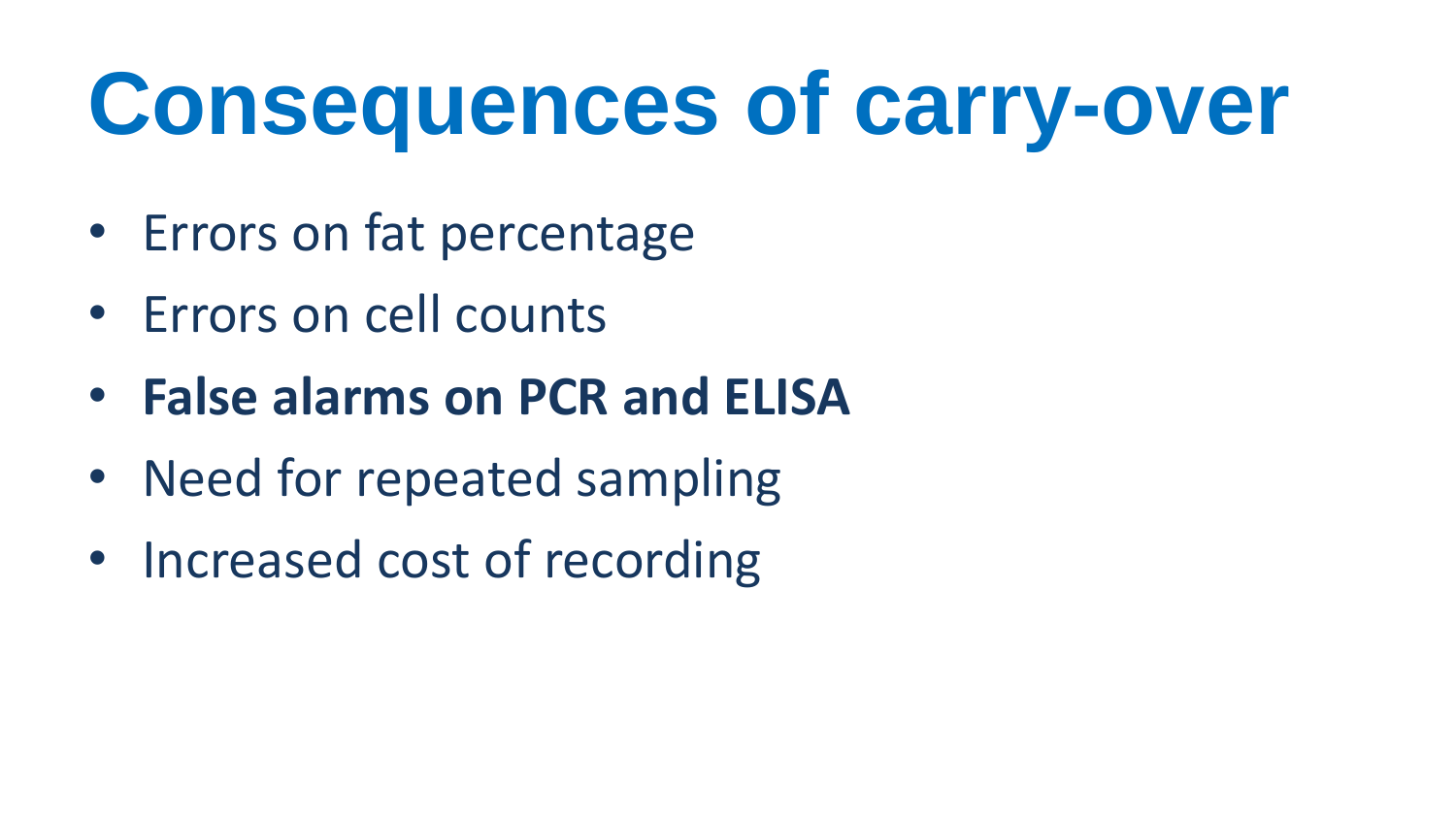# Consequences of carry-over

- Errors on fat percentage
- Errors on cell counts
- **False alarms on PCR and ELISA**
- Need for repeated sampling
- Increased cost of recording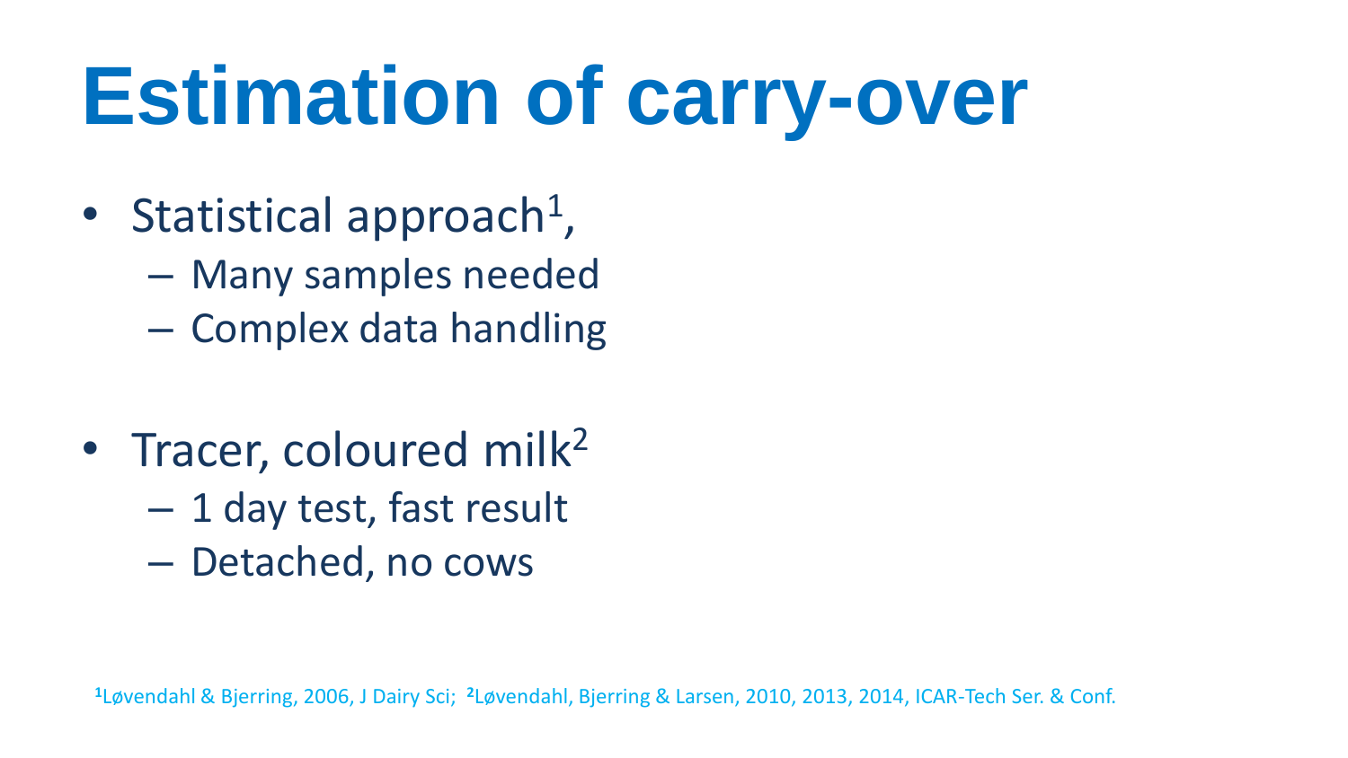# Estimation of carry-over

- Statistical approach[1],
  - Many samples needed
  - Complex data handling

- Tracer, coloured milk[2]
  - 1 day test, fast result
  - Detached, no cows

[1]Løvendahl & Bjerring, 2006, J Dairy Sci; [2]Løvendahl, Bjerring & Larsen, 2010, 2013, 2014, ICAR-Tech Ser. & Conf.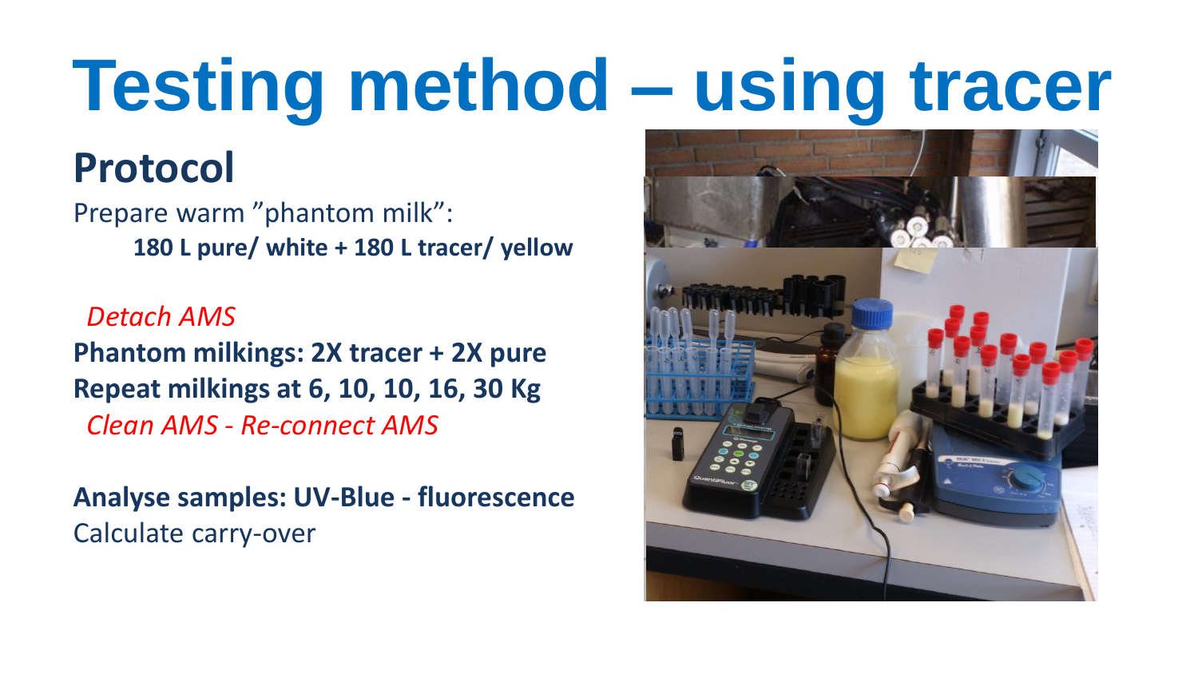# Testing method – using tracer

## Protocol

Prepare warm ”phantom milk”:

**180 L pure/ white + 180 L tracer/ yellow**

*Detach AMS*

**Phantom milkings: 2X tracer + 2X pure**

**Repeat milkings at 6, 10, 10, 16, 30 Kg**

*Clean AMS - Re-connect AMS*

**Analyse samples: UV-Blue - fluorescence**

Calculate carry-over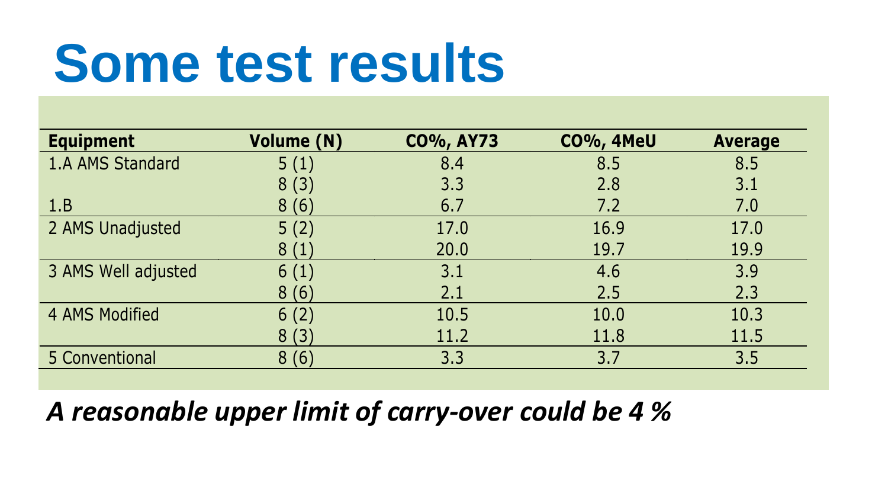# Some test results

| Equipment | Volume (N) | CO%, AY73 | CO%, 4MeU | Average |
|---|---|---|---|---|
| 1.A AMS Standard | 5 (1) | 8.4 | 8.5 | 8.5 |
| | 8 (3) | 3.3 | 2.8 | 3.1 |
| 1.B | 8 (6) | 6.7 | 7.2 | 7.0 |
| 2 AMS Unadjusted | 5 (2) | 17.0 | 16.9 | 17.0 |
| | 8 (1) | 20.0 | 19.7 | 19.9 |
| 3 AMS Well adjusted | 6 (1) | 3.1 | 4.6 | 3.9 |
| | 8 (6) | 2.1 | 2.5 | 2.3 |
| 4 AMS Modified | 6 (2) | 10.5 | 10.0 | 10.3 |
| | 8 (3) | 11.2 | 11.8 | 11.5 |
| 5 Conventional | 8 (6) | 3.3 | 3.7 | 3.5 |

***A reasonable upper limit of carry-over could be 4 %***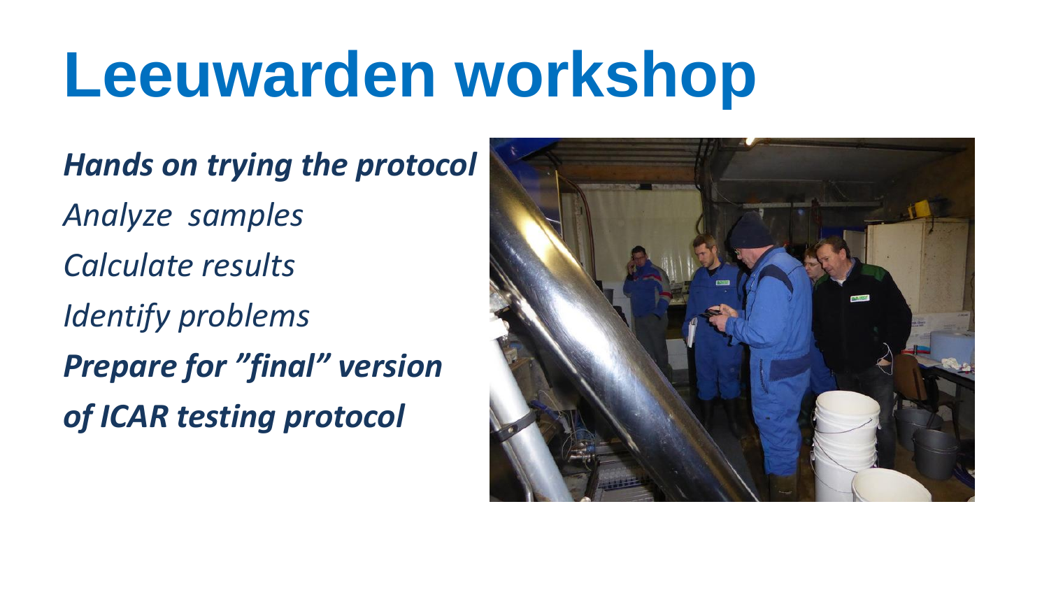# Leeuwarden workshop

***Hands on trying the protocol***

*Analyze samples*

*Calculate results*

*Identify problems*

***Prepare for "final" version of ICAR testing protocol***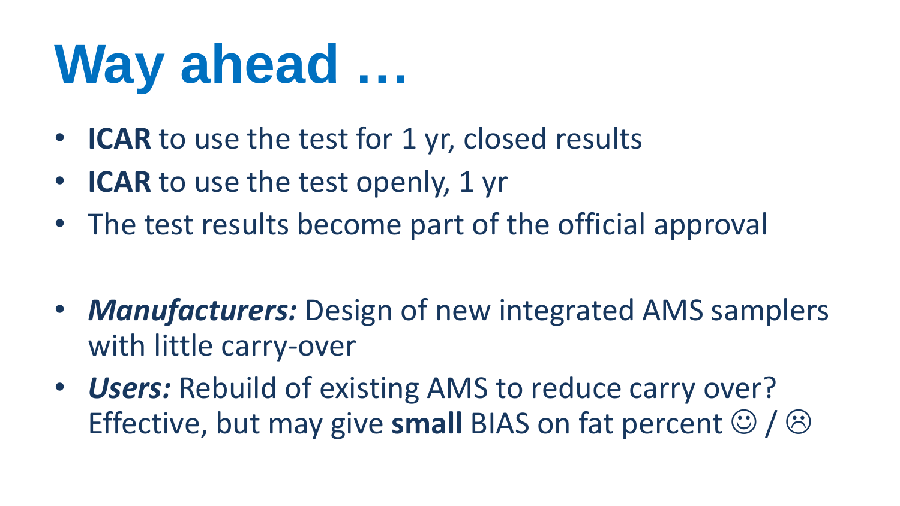# Way ahead …

- **ICAR** to use the test for 1 yr, closed results
- **ICAR** to use the test openly, 1 yr
- The test results become part of the official approval

- ***Manufacturers:*** Design of new integrated AMS samplers with little carry-over
- ***Users:*** Rebuild of existing AMS to reduce carry over? Effective, but may give **small** BIAS on fat percent ☺ / ☹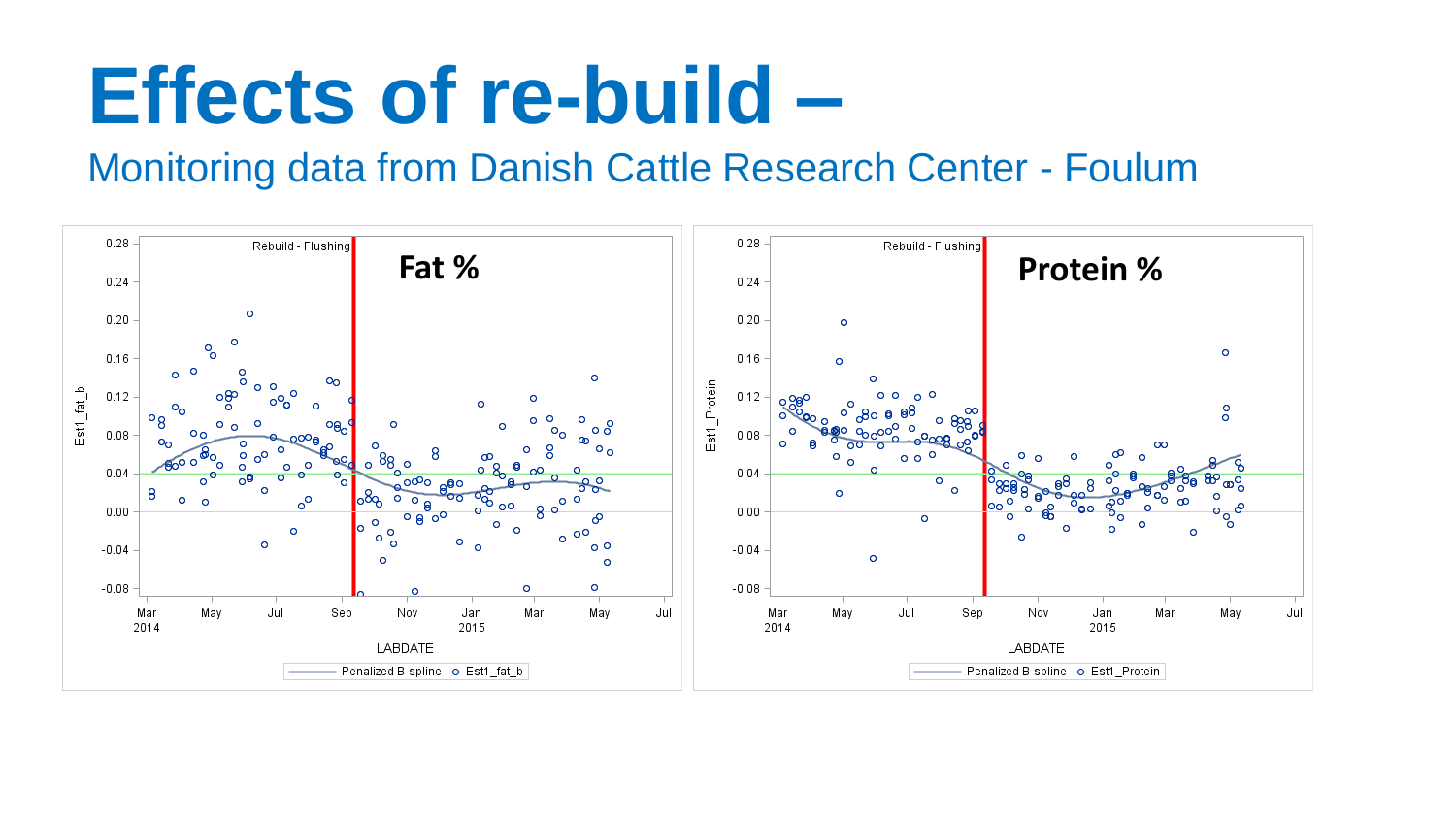# Effects of re-build –

## Monitoring data from Danish Cattle Research Center - Foulum

Rebuild - Flushing

**Fat %**

Est1_fat_b

0.28 0.24 0.20 0.16 0.12 0.08 0.04 0.00 -0.04 -0.08

Mar 2014 May Jul Sep Nov Jan 2015 Mar May Jul

LABDATE

Penalized B-spline   Est1_fat_b

Rebuild - Flushing

**Protein %**

Est1_Protein

0.28 0.24 0.20 0.16 0.12 0.08 0.04 0.00 -0.04 -0.08

Mar 2014 May Jul Sep Nov Jan 2015 Mar May Jul

LABDATE

Penalized B-spline   Est1_Protein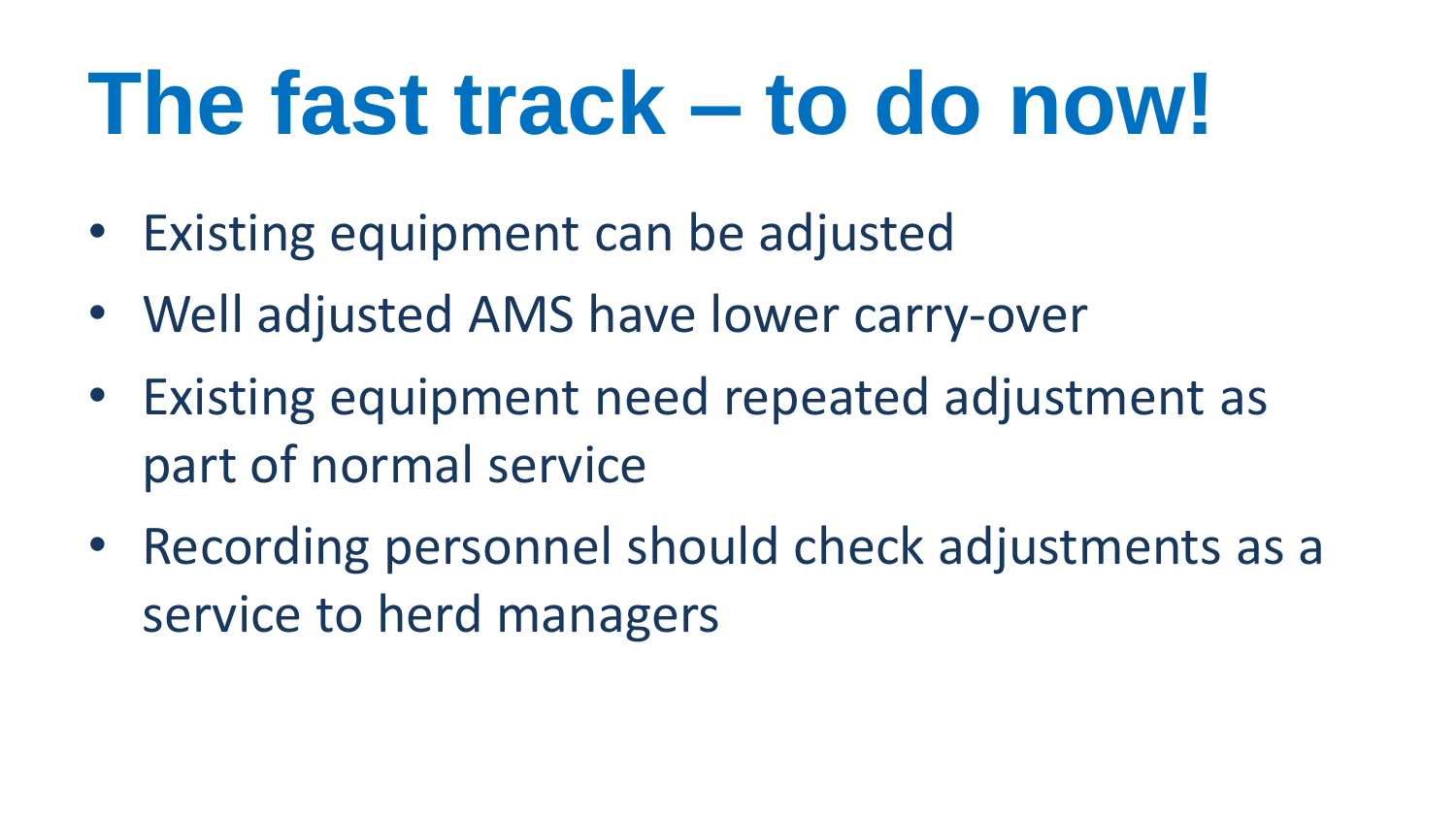# The fast track – to do now!

- Existing equipment can be adjusted
- Well adjusted AMS have lower carry-over
- Existing equipment need repeated adjustment as part of normal service
- Recording personnel should check adjustments as a service to herd managers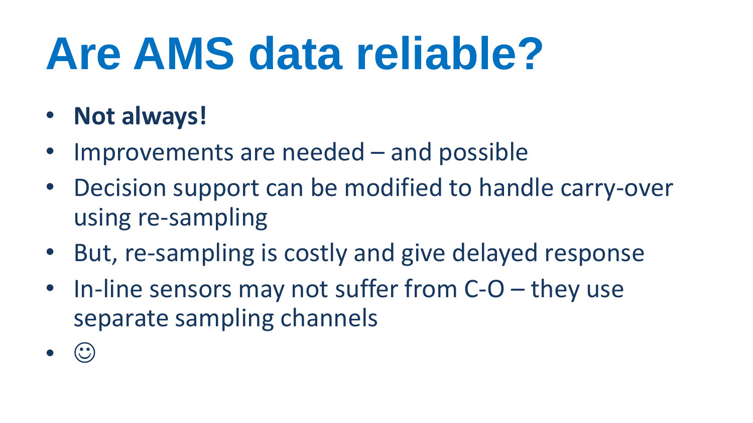# Are AMS data reliable?

- **Not always!**
- Improvements are needed – and possible
- Decision support can be modified to handle carry-over using re-sampling
- But, re-sampling is costly and give delayed response
- In-line sensors may not suffer from C-O – they use separate sampling channels
- ☺